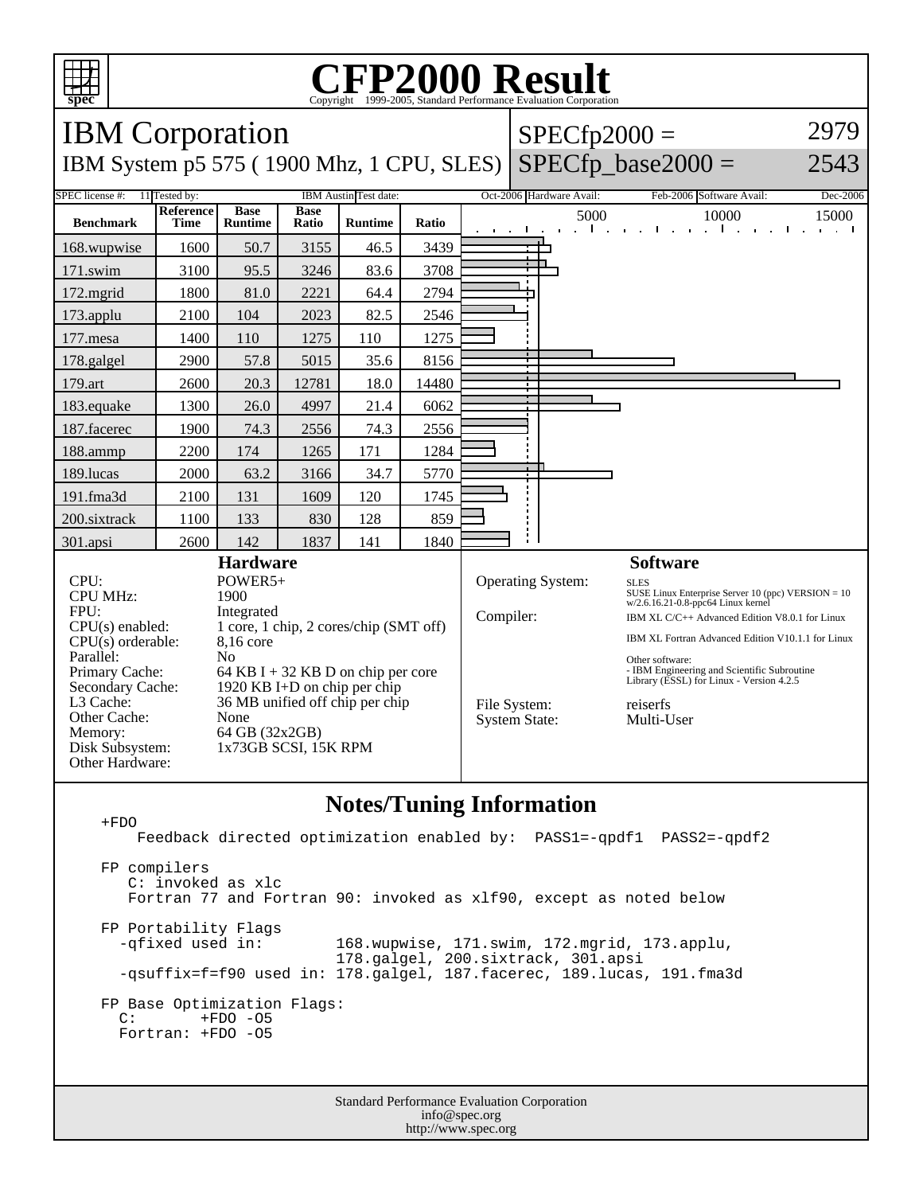# CFP2000 Result

Copyright 1999-2005, Standard Performance Evaluation Corporation

## IBM Corporation

IBM System p5 575 ( 1900 Mhz, 1 CPU, SLES)

SPECfp2000 = 2979

SPECfp_base2000 = 2543

| SPEC license #: | 11 | Tested by: | IBM Austin | Test date: | Oct-2006 | Hardware Avail: | Feb-2006 | Software Avail: | Dec-2006 |
|---|---|---|---|---|---|---|---|---|---|

| Benchmark | Reference Time | Base Runtime | Base Ratio | Runtime | Ratio |
|---|---|---|---|---|---|
| 168.wupwise | 1600 | 50.7 | 3155 | 46.5 | 3439 |
| 171.swim | 3100 | 95.5 | 3246 | 83.6 | 3708 |
| 172.mgrid | 1800 | 81.0 | 2221 | 64.4 | 2794 |
| 173.applu | 2100 | 104 | 2023 | 82.5 | 2546 |
| 177.mesa | 1400 | 110 | 1275 | 110 | 1275 |
| 178.galgel | 2900 | 57.8 | 5015 | 35.6 | 8156 |
| 179.art | 2600 | 20.3 | 12781 | 18.0 | 14480 |
| 183.equake | 1300 | 26.0 | 4997 | 21.4 | 6062 |
| 187.facerec | 1900 | 74.3 | 2556 | 74.3 | 2556 |
| 188.ammp | 2200 | 174 | 1265 | 171 | 1284 |
| 189.lucas | 2000 | 63.2 | 3166 | 34.7 | 5770 |
| 191.fma3d | 2100 | 131 | 1609 | 120 | 1745 |
| 200.sixtrack | 1100 | 133 | 830 | 128 | 859 |
| 301.apsi | 2600 | 142 | 1837 | 141 | 1840 |

### Hardware

| | |
|---|---|
| CPU: | POWER5+ |
| CPU MHz: | 1900 |
| FPU: | Integrated |
| CPU(s) enabled: | 1 core, 1 chip, 2 cores/chip (SMT off) |
| CPU(s) orderable: | 8,16 core |
| Parallel: | No |
| Primary Cache: | 64 KB I + 32 KB D on chip per core |
| Secondary Cache: | 1920 KB I+D on chip per chip |
| L3 Cache: | 36 MB unified off chip per chip |
| Other Cache: | None |
| Memory: | 64 GB (32x2GB) |
| Disk Subsystem: | 1x73GB SCSI, 15K RPM |
| Other Hardware: | |

### Software

| | |
|---|---|
| Operating System: | SLES<br>SUSE Linux Enterprise Server 10 (ppc) VERSION = 10 w/2.6.16.21-0.8-ppc64 Linux kernel |
| Compiler: | IBM XL C/C++ Advanced Edition V8.0.1 for Linux<br>IBM XL Fortran Advanced Edition V10.1.1 for Linux<br>Other software:<br>- IBM Engineering and Scientific Subroutine Library (ESSL) for Linux - Version 4.2.5 |
| File System: | reiserfs |
| System State: | Multi-User |

## Notes/Tuning Information

```
+FDO
    Feedback directed optimization enabled by:  PASS1=-qpdf1  PASS2=-qpdf2

FP compilers
   C: invoked as xlc
   Fortran 77 and Fortran 90: invoked as xlf90, except as noted below

FP Portability Flags
  -qfixed used in:        168.wupwise, 171.swim, 172.mgrid, 173.applu,
                          178.galgel, 200.sixtrack, 301.apsi
  -qsuffix=f=f90 used in: 178.galgel, 187.facerec, 189.lucas, 191.fma3d

FP Base Optimization Flags:
  C:       +FDO -O5
  Fortran: +FDO -O5
```

Standard Performance Evaluation Corporation
info@spec.org
http://www.spec.org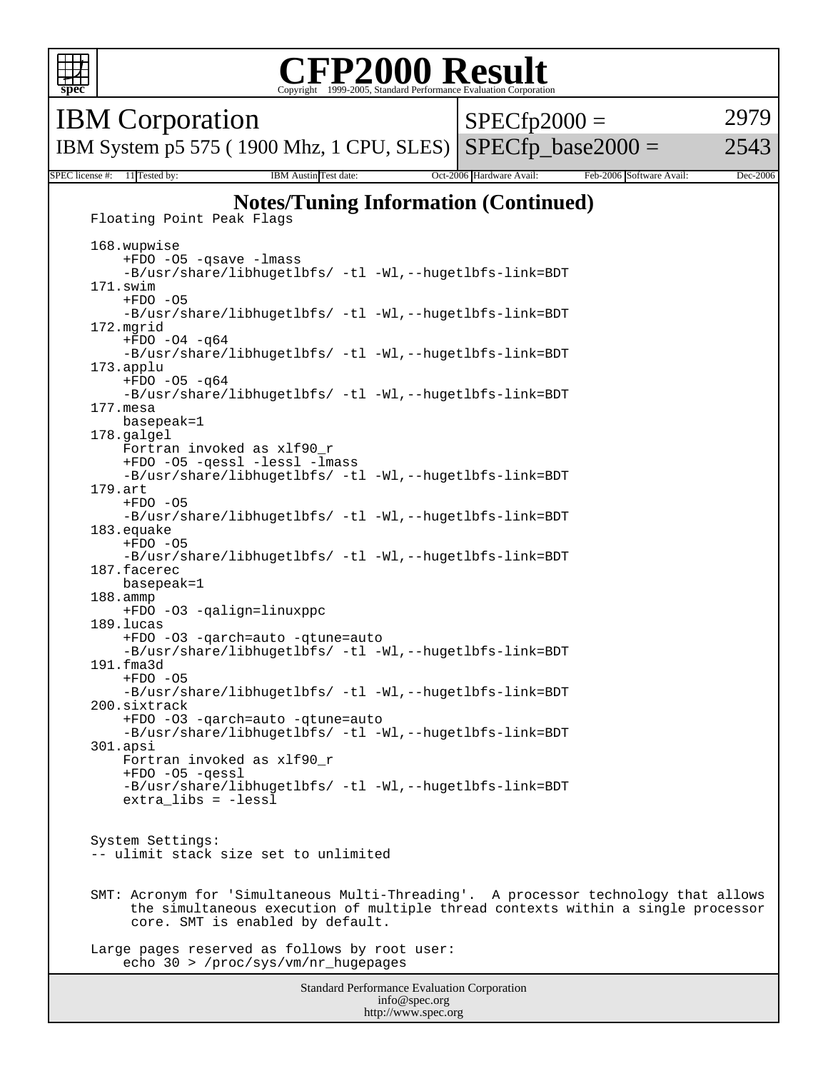# CFP2000 Result

Copyright 1999-2005, Standard Performance Evaluation Corporation

| IBM Corporation | SPECfp2000 = | 2979 |
| --- | --- | --- |
| IBM System p5 575 ( 1900 Mhz, 1 CPU, SLES) | SPECfp_base2000 = | 2543 |

| SPEC license #: | 11 | Tested by: | IBM Austin | Test date: | Oct-2006 | Hardware Avail: | Feb-2006 | Software Avail: | Dec-2006 |
| --- | --- | --- | --- | --- | --- | --- | --- | --- | --- |

## Notes/Tuning Information (Continued)

```
Floating Point Peak Flags

168.wupwise
    +FDO -O5 -qsave -lmass
    -B/usr/share/libhugetlbfs/ -tl -Wl,--hugetlbfs-link=BDT
171.swim
    +FDO -O5
    -B/usr/share/libhugetlbfs/ -tl -Wl,--hugetlbfs-link=BDT
172.mgrid
    +FDO -O4 -q64
    -B/usr/share/libhugetlbfs/ -tl -Wl,--hugetlbfs-link=BDT
173.applu
    +FDO -O5 -q64
    -B/usr/share/libhugetlbfs/ -tl -Wl,--hugetlbfs-link=BDT
177.mesa
    basepeak=1
178.galgel
    Fortran invoked as xlf90_r
    +FDO -O5 -qessl -lessl -lmass
    -B/usr/share/libhugetlbfs/ -tl -Wl,--hugetlbfs-link=BDT
179.art
    +FDO -O5
    -B/usr/share/libhugetlbfs/ -tl -Wl,--hugetlbfs-link=BDT
183.equake
    +FDO -O5
    -B/usr/share/libhugetlbfs/ -tl -Wl,--hugetlbfs-link=BDT
187.facerec
    basepeak=1
188.ammp
    +FDO -O3 -qalign=linuxppc
189.lucas
    +FDO -O3 -qarch=auto -qtune=auto
    -B/usr/share/libhugetlbfs/ -tl -Wl,--hugetlbfs-link=BDT
191.fma3d
    +FDO -O5
    -B/usr/share/libhugetlbfs/ -tl -Wl,--hugetlbfs-link=BDT
200.sixtrack
    +FDO -O3 -qarch=auto -qtune=auto
    -B/usr/share/libhugetlbfs/ -tl -Wl,--hugetlbfs-link=BDT
301.apsi
    Fortran invoked as xlf90_r
    +FDO -O5 -qessl
    -B/usr/share/libhugetlbfs/ -tl -Wl,--hugetlbfs-link=BDT
    extra_libs = -lessl


System Settings:
-- ulimit stack size set to unlimited


SMT: Acronym for 'Simultaneous Multi-Threading'.  A processor technology that allows
     the simultaneous execution of multiple thread contexts within a single processor
     core. SMT is enabled by default.

Large pages reserved as follows by root user:
    echo 30 > /proc/sys/vm/nr_hugepages
```

Standard Performance Evaluation Corporation
info@spec.org
http://www.spec.org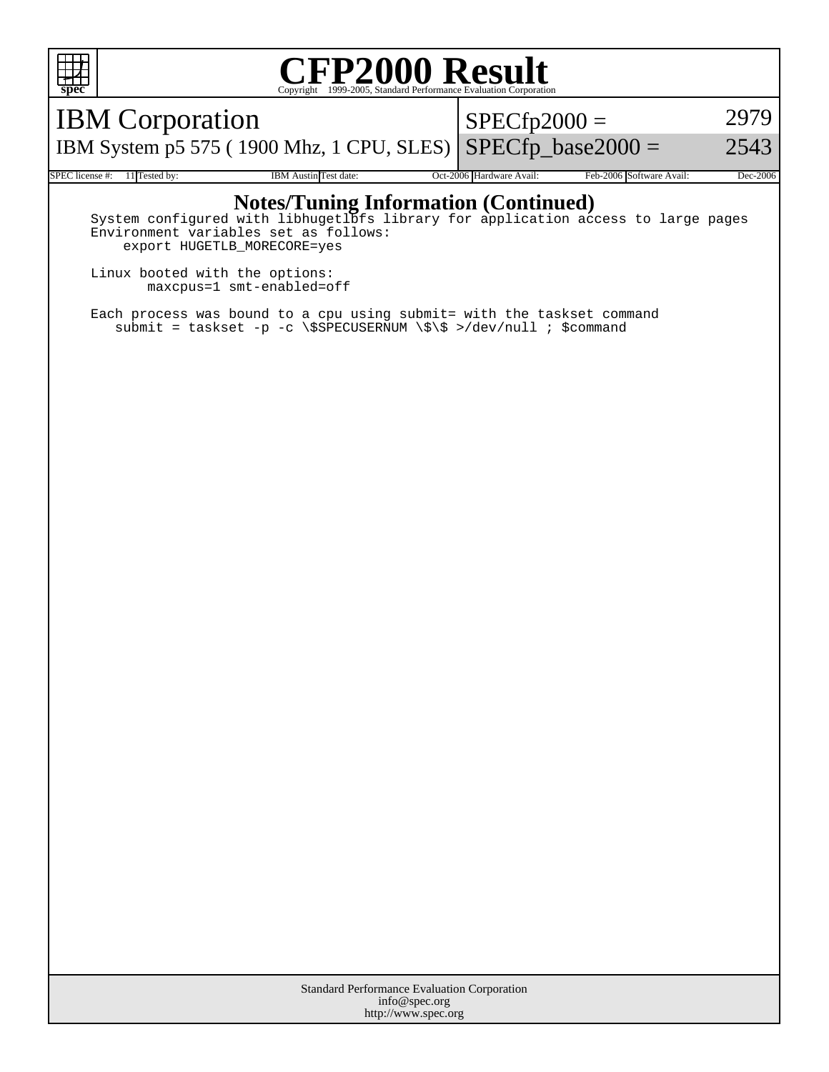# CFP2000 Result

Copyright 1999-2005, Standard Performance Evaluation Corporation

## IBM Corporation

IBM System p5 575 ( 1900 Mhz, 1 CPU, SLES)

SPECfp2000 = 2979

SPECfp_base2000 = 2543

| SPEC license #: | 11 | Tested by: | IBM Austin | Test date: | Oct-2006 | Hardware Avail: | Feb-2006 | Software Avail: | Dec-2006 |
|---|---|---|---|---|---|---|---|---|---|

### Notes/Tuning Information (Continued)

```
System configured with libhugetlbfs library for application access to large pages
Environment variables set as follows:
    export HUGETLB_MORECORE=yes

Linux booted with the options:
      maxcpus=1 smt-enabled=off

Each process was bound to a cpu using submit= with the taskset command
   submit = taskset -p -c \$SPECUSERNUM \$\$ >/dev/null ; $command
```

Standard Performance Evaluation Corporation
info@spec.org
http://www.spec.org